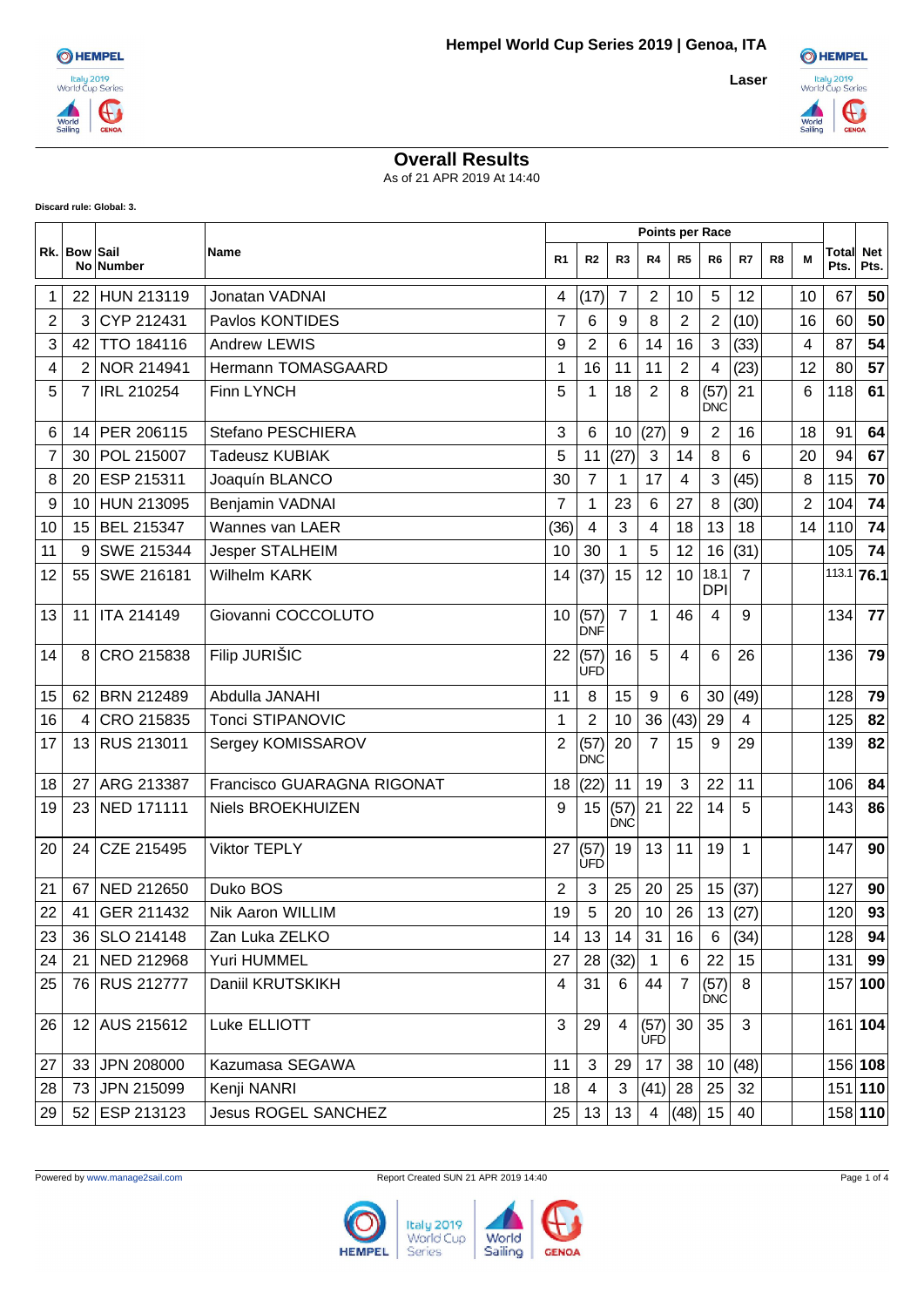# Hempel World Cup Series 2019 | Genoa, ITA

**Laser**

## Overall Results

As of 21 APR 2019 At 14:40

**Discard rule: Global: 3.**

| Rk. | Bow No | Sail Number | Name | R1 | R2 | R3 | R4 | R5 | R6 | R7 | R8 | M | Total Pts. | Net Pts. |
|---|---|---|---|---|---|---|---|---|---|---|---|---|---|---|
| 1 | 22 | HUN 213119 | Jonatan VADNAI | 4 | (17) | 7 | 2 | 10 | 5 | 12 | | 10 | 67 | **50** |
| 2 | 3 | CYP 212431 | Pavlos KONTIDES | 7 | 6 | 9 | 8 | 2 | 2 | (10) | | 16 | 60 | **50** |
| 3 | 42 | TTO 184116 | Andrew LEWIS | 9 | 2 | 6 | 14 | 16 | 3 | (33) | | 4 | 87 | **54** |
| 4 | 2 | NOR 214941 | Hermann TOMASGAARD | 1 | 16 | 11 | 11 | 2 | 4 | (23) | | 12 | 80 | **57** |
| 5 | 7 | IRL 210254 | Finn LYNCH | 5 | 1 | 18 | 2 | 8 | (57) DNC | 21 | | 6 | 118 | **61** |
| 6 | 14 | PER 206115 | Stefano PESCHIERA | 3 | 6 | 10 | (27) | 9 | 2 | 16 | | 18 | 91 | **64** |
| 7 | 30 | POL 215007 | Tadeusz KUBIAK | 5 | 11 | (27) | 3 | 14 | 8 | 6 | | 20 | 94 | **67** |
| 8 | 20 | ESP 215311 | Joaquín BLANCO | 30 | 7 | 1 | 17 | 4 | 3 | (45) | | 8 | 115 | **70** |
| 9 | 10 | HUN 213095 | Benjamin VADNAI | 7 | 1 | 23 | 6 | 27 | 8 | (30) | | 2 | 104 | **74** |
| 10 | 15 | BEL 215347 | Wannes van LAER | (36) | 4 | 3 | 4 | 18 | 13 | 18 | | 14 | 110 | **74** |
| 11 | 9 | SWE 215344 | Jesper STALHEIM | 10 | 30 | 1 | 5 | 12 | 16 | (31) | | | 105 | **74** |
| 12 | 55 | SWE 216181 | Wilhelm KARK | 14 | (37) | 15 | 12 | 10 | 18.1 DPI | 7 | | | 113.1 | **76.1** |
| 13 | 11 | ITA 214149 | Giovanni COCCOLUTO | 10 | (57) DNF | 7 | 1 | 46 | 4 | 9 | | | 134 | **77** |
| 14 | 8 | CRO 215838 | Filip JURIŠIC | 22 | (57) UFD | 16 | 5 | 4 | 6 | 26 | | | 136 | **79** |
| 15 | 62 | BRN 212489 | Abdulla JANAHI | 11 | 8 | 15 | 9 | 6 | 30 | (49) | | | 128 | **79** |
| 16 | 4 | CRO 215835 | Tonci STIPANOVIC | 1 | 2 | 10 | 36 | (43) | 29 | 4 | | | 125 | **82** |
| 17 | 13 | RUS 213011 | Sergey KOMISSAROV | 2 | (57) DNC | 20 | 7 | 15 | 9 | 29 | | | 139 | **82** |
| 18 | 27 | ARG 213387 | Francisco GUARAGNA RIGONAT | 18 | (22) | 11 | 19 | 3 | 22 | 11 | | | 106 | **84** |
| 19 | 23 | NED 171111 | Niels BROEKHUIZEN | 9 | 15 | (57) DNC | 21 | 22 | 14 | 5 | | | 143 | **86** |
| 20 | 24 | CZE 215495 | Viktor TEPLY | 27 | (57) UFD | 19 | 13 | 11 | 19 | 1 | | | 147 | **90** |
| 21 | 67 | NED 212650 | Duko BOS | 2 | 3 | 25 | 20 | 25 | 15 | (37) | | | 127 | **90** |
| 22 | 41 | GER 211432 | Nik Aaron WILLIM | 19 | 5 | 20 | 10 | 26 | 13 | (27) | | | 120 | **93** |
| 23 | 36 | SLO 214148 | Zan Luka ZELKO | 14 | 13 | 14 | 31 | 16 | 6 | (34) | | | 128 | **94** |
| 24 | 21 | NED 212968 | Yuri HUMMEL | 27 | 28 | (32) | 1 | 6 | 22 | 15 | | | 131 | **99** |
| 25 | 76 | RUS 212777 | Daniil KRUTSKIKH | 4 | 31 | 6 | 44 | 7 | (57) DNC | 8 | | | 157 | **100** |
| 26 | 12 | AUS 215612 | Luke ELLIOTT | 3 | 29 | 4 | (57) UFD | 30 | 35 | 3 | | | 161 | **104** |
| 27 | 33 | JPN 208000 | Kazumasa SEGAWA | 11 | 3 | 29 | 17 | 38 | 10 | (48) | | | 156 | **108** |
| 28 | 73 | JPN 215099 | Kenji NANRI | 18 | 4 | 3 | (41) | 28 | 25 | 32 | | | 151 | **110** |
| 29 | 52 | ESP 213123 | Jesus ROGEL SANCHEZ | 25 | 13 | 13 | 4 | (48) | 15 | 40 | | | 158 | **110** |

Powered by www.manage2sail.com — Report Created SUN 21 APR 2019 14:40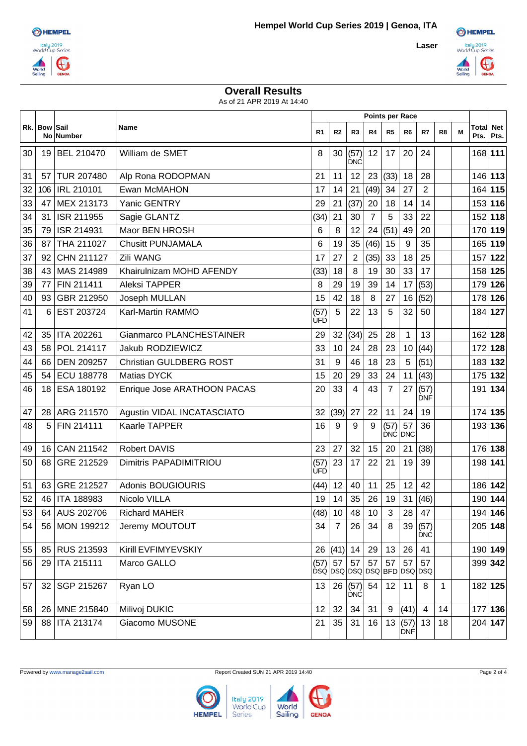# Hempel World Cup Series 2019 | Genoa, ITA

**Laser**

## Overall Results

As of 21 APR 2019 At 14:40

| Rk. | Bow No | Sail Number | Name | R1 | R2 | R3 | R4 | R5 | R6 | R7 | R8 | M | Total Pts. | Net Pts. |
|---|---|---|---|---|---|---|---|---|---|---|---|---|---|---|
| 30 | 19 | BEL 210470 | William de SMET | 8 | 30 | (57) DNC | 12 | 17 | 20 | 24 | | | 168 | **111** |
| 31 | 57 | TUR 207480 | Alp Rona RODOPMAN | 21 | 11 | 12 | 23 | (33) | 18 | 28 | | | 146 | **113** |
| 32 | 106 | IRL 210101 | Ewan McMAHON | 17 | 14 | 21 | (49) | 34 | 27 | 2 | | | 164 | **115** |
| 33 | 47 | MEX 213173 | Yanic GENTRY | 29 | 21 | (37) | 20 | 18 | 14 | 14 | | | 153 | **116** |
| 34 | 31 | ISR 211955 | Sagie GLANTZ | (34) | 21 | 30 | 7 | 5 | 33 | 22 | | | 152 | **118** |
| 35 | 79 | ISR 214931 | Maor BEN HROSH | 6 | 8 | 12 | 24 | (51) | 49 | 20 | | | 170 | **119** |
| 36 | 87 | THA 211027 | Chusitt PUNJAMALA | 6 | 19 | 35 | (46) | 15 | 9 | 35 | | | 165 | **119** |
| 37 | 92 | CHN 211127 | Zili WANG | 17 | 27 | 2 | (35) | 33 | 18 | 25 | | | 157 | **122** |
| 38 | 43 | MAS 214989 | Khairulnizam MOHD AFENDY | (33) | 18 | 8 | 19 | 30 | 33 | 17 | | | 158 | **125** |
| 39 | 77 | FIN 211411 | Aleksi TAPPER | 8 | 29 | 19 | 39 | 14 | 17 | (53) | | | 179 | **126** |
| 40 | 93 | GBR 212950 | Joseph MULLAN | 15 | 42 | 18 | 8 | 27 | 16 | (52) | | | 178 | **126** |
| 41 | 6 | EST 203724 | Karl-Martin RAMMO | (57) UFD | 5 | 22 | 13 | 5 | 32 | 50 | | | 184 | **127** |
| 42 | 35 | ITA 202261 | Gianmarco PLANCHESTAINER | 29 | 32 | (34) | 25 | 28 | 1 | 13 | | | 162 | **128** |
| 43 | 58 | POL 214117 | Jakub RODZIEWICZ | 33 | 10 | 24 | 28 | 23 | 10 | (44) | | | 172 | **128** |
| 44 | 66 | DEN 209257 | Christian GULDBERG ROST | 31 | 9 | 46 | 18 | 23 | 5 | (51) | | | 183 | **132** |
| 45 | 54 | ECU 188778 | Matias DYCK | 15 | 20 | 29 | 33 | 24 | 11 | (43) | | | 175 | **132** |
| 46 | 18 | ESA 180192 | Enrique Jose ARATHOON PACAS | 20 | 33 | 4 | 43 | 7 | 27 | (57) DNF | | | 191 | **134** |
| 47 | 28 | ARG 211570 | Agustin VIDAL INCATASCIATO | 32 | (39) | 27 | 22 | 11 | 24 | 19 | | | 174 | **135** |
| 48 | 5 | FIN 214111 | Kaarle TAPPER | 16 | 9 | 9 | 9 | (57) DNC | 57 DNC | 36 | | | 193 | **136** |
| 49 | 16 | CAN 211542 | Robert DAVIS | 23 | 27 | 32 | 15 | 20 | 21 | (38) | | | 176 | **138** |
| 50 | 68 | GRE 212529 | Dimitris PAPADIMITRIOU | (57) UFD | 23 | 17 | 22 | 21 | 19 | 39 | | | 198 | **141** |
| 51 | 63 | GRE 212527 | Adonis BOUGIOURIS | (44) | 12 | 40 | 11 | 25 | 12 | 42 | | | 186 | **142** |
| 52 | 46 | ITA 188983 | Nicolo VILLA | 19 | 14 | 35 | 26 | 19 | 31 | (46) | | | 190 | **144** |
| 53 | 64 | AUS 202706 | Richard MAHER | (48) | 10 | 48 | 10 | 3 | 28 | 47 | | | 194 | **146** |
| 54 | 56 | MON 199212 | Jeremy MOUTOUT | 34 | 7 | 26 | 34 | 8 | 39 | (57) DNC | | | 205 | **148** |
| 55 | 85 | RUS 213593 | Kirill EVFIMYEVSKIY | 26 | (41) | 14 | 29 | 13 | 26 | 41 | | | 190 | **149** |
| 56 | 29 | ITA 215111 | Marco GALLO | (57) DSQ | 57 DSQ | 57 DSQ | 57 DSQ | 57 BFD | 57 DSQ | 57 DSQ | | | 399 | **342** |
| 57 | 32 | SGP 215267 | Ryan LO | 13 | 26 | (57) DNC | 54 | 12 | 11 | 8 | 1 | | 182 | **125** |
| 58 | 26 | MNE 215840 | Milivoj DUKIC | 12 | 32 | 34 | 31 | 9 | (41) | 4 | 14 | | 177 | **136** |
| 59 | 88 | ITA 213174 | Giacomo MUSONE | 21 | 35 | 31 | 16 | 13 | (57) DNF | 13 | 18 | | 204 | **147** |

Powered by www.manage2sail.com

Report Created SUN 21 APR 2019 14:40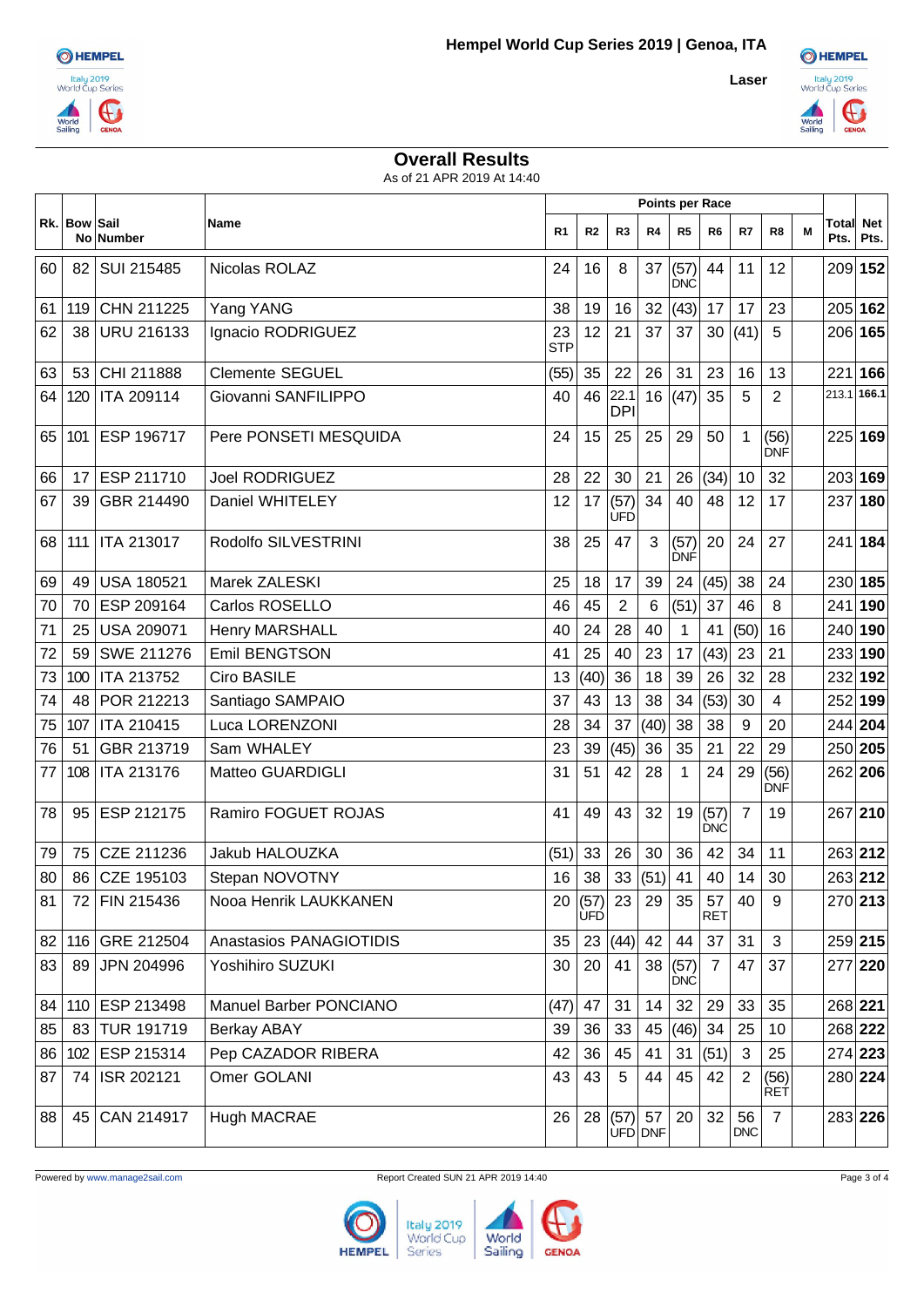# Hempel World Cup Series 2019 | Genoa, ITA

**Laser**

## Overall Results

As of 21 APR 2019 At 14:40

| Rk. | Bow No | Sail Number | Name | Points per Race | | | | | | | | | Total Pts. | Net Pts. |
|---|---|---|---|---|---|---|---|---|---|---|---|---|---|---|
| | | | | R1 | R2 | R3 | R4 | R5 | R6 | R7 | R8 | M | | |
| 60 | 82 | SUI 215485 | Nicolas ROLAZ | 24 | 16 | 8 | 37 | (57) DNC | 44 | 11 | 12 | | 209 | **152** |
| 61 | 119 | CHN 211225 | Yang YANG | 38 | 19 | 16 | 32 | (43) | 17 | 17 | 23 | | 205 | **162** |
| 62 | 38 | URU 216133 | Ignacio RODRIGUEZ | 23 STP | 12 | 21 | 37 | 37 | 30 | (41) | 5 | | 206 | **165** |
| 63 | 53 | CHI 211888 | Clemente SEGUEL | (55) | 35 | 22 | 26 | 31 | 23 | 16 | 13 | | 221 | **166** |
| 64 | 120 | ITA 209114 | Giovanni SANFILIPPO | 40 | 46 | 22.1 DPI | 16 | (47) | 35 | 5 | 2 | | 213.1 | **166.1** |
| 65 | 101 | ESP 196717 | Pere PONSETI MESQUIDA | 24 | 15 | 25 | 25 | 29 | 50 | 1 | (56) DNF | | 225 | **169** |
| 66 | 17 | ESP 211710 | Joel RODRIGUEZ | 28 | 22 | 30 | 21 | 26 | (34) | 10 | 32 | | 203 | **169** |
| 67 | 39 | GBR 214490 | Daniel WHITELEY | 12 | 17 | (57) UFD | 34 | 40 | 48 | 12 | 17 | | 237 | **180** |
| 68 | 111 | ITA 213017 | Rodolfo SILVESTRINI | 38 | 25 | 47 | 3 | (57) DNF | 20 | 24 | 27 | | 241 | **184** |
| 69 | 49 | USA 180521 | Marek ZALESKI | 25 | 18 | 17 | 39 | 24 | (45) | 38 | 24 | | 230 | **185** |
| 70 | 70 | ESP 209164 | Carlos ROSELLO | 46 | 45 | 2 | 6 | (51) | 37 | 46 | 8 | | 241 | **190** |
| 71 | 25 | USA 209071 | Henry MARSHALL | 40 | 24 | 28 | 40 | 1 | 41 | (50) | 16 | | 240 | **190** |
| 72 | 59 | SWE 211276 | Emil BENGTSON | 41 | 25 | 40 | 23 | 17 | (43) | 23 | 21 | | 233 | **190** |
| 73 | 100 | ITA 213752 | Ciro BASILE | 13 | (40) | 36 | 18 | 39 | 26 | 32 | 28 | | 232 | **192** |
| 74 | 48 | POR 212213 | Santiago SAMPAIO | 37 | 43 | 13 | 38 | 34 | (53) | 30 | 4 | | 252 | **199** |
| 75 | 107 | ITA 210415 | Luca LORENZONI | 28 | 34 | 37 | (40) | 38 | 38 | 9 | 20 | | 244 | **204** |
| 76 | 51 | GBR 213719 | Sam WHALEY | 23 | 39 | (45) | 36 | 35 | 21 | 22 | 29 | | 250 | **205** |
| 77 | 108 | ITA 213176 | Matteo GUARDIGLI | 31 | 51 | 42 | 28 | 1 | 24 | 29 | (56) DNF | | 262 | **206** |
| 78 | 95 | ESP 212175 | Ramiro FOGUET ROJAS | 41 | 49 | 43 | 32 | 19 | (57) DNC | 7 | 19 | | 267 | **210** |
| 79 | 75 | CZE 211236 | Jakub HALOUZKA | (51) | 33 | 26 | 30 | 36 | 42 | 34 | 11 | | 263 | **212** |
| 80 | 86 | CZE 195103 | Stepan NOVOTNY | 16 | 38 | 33 | (51) | 41 | 40 | 14 | 30 | | 263 | **212** |
| 81 | 72 | FIN 215436 | Nooa Henrik LAUKKANEN | 20 | (57) UFD | 23 | 29 | 35 | 57 RET | 40 | 9 | | 270 | **213** |
| 82 | 116 | GRE 212504 | Anastasios PANAGIOTIDIS | 35 | 23 | (44) | 42 | 44 | 37 | 31 | 3 | | 259 | **215** |
| 83 | 89 | JPN 204996 | Yoshihiro SUZUKI | 30 | 20 | 41 | 38 | (57) DNC | 7 | 47 | 37 | | 277 | **220** |
| 84 | 110 | ESP 213498 | Manuel Barber PONCIANO | (47) | 47 | 31 | 14 | 32 | 29 | 33 | 35 | | 268 | **221** |
| 85 | 83 | TUR 191719 | Berkay ABAY | 39 | 36 | 33 | 45 | (46) | 34 | 25 | 10 | | 268 | **222** |
| 86 | 102 | ESP 215314 | Pep CAZADOR RIBERA | 42 | 36 | 45 | 41 | 31 | (51) | 3 | 25 | | 274 | **223** |
| 87 | 74 | ISR 202121 | Omer GOLANI | 43 | 43 | 5 | 44 | 45 | 42 | 2 | (56) RET | | 280 | **224** |
| 88 | 45 | CAN 214917 | Hugh MACRAE | 26 | 28 | (57) UFD | 57 DNF | 20 | 32 | 56 DNC | 7 | | 283 | **226** |

Powered by www.manage2sail.com

Report Created SUN 21 APR 2019 14:40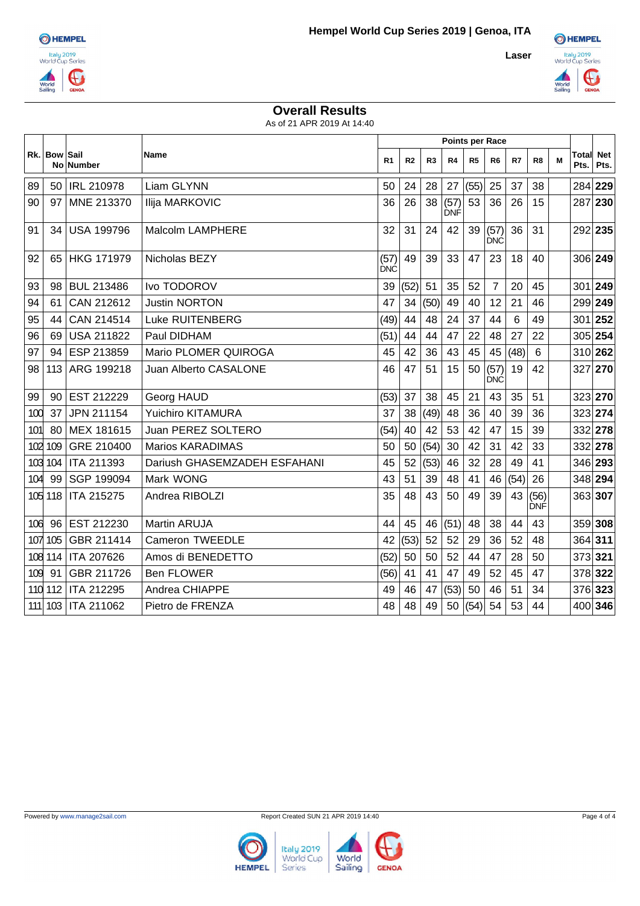Hempel World Cup Series 2019 | Genoa, ITA

Laser

## Overall Results

As of 21 APR 2019 At 14:40

| Rk. | Bow No | Sail Number | Name | R1 | R2 | R3 | R4 | R5 | R6 | R7 | R8 | M | Total Pts. | Net Pts. |
|---|---|---|---|---|---|---|---|---|---|---|---|---|---|---|
| 89 | 50 | IRL 210978 | Liam GLYNN | 50 | 24 | 28 | 27 | (55) | 25 | 37 | 38 | | 284 | **229** |
| 90 | 97 | MNE 213370 | Ilija MARKOVIC | 36 | 26 | 38 | (57) DNF | 53 | 36 | 26 | 15 | | 287 | **230** |
| 91 | 34 | USA 199796 | Malcolm LAMPHERE | 32 | 31 | 24 | 42 | 39 | (57) DNC | 36 | 31 | | 292 | **235** |
| 92 | 65 | HKG 171979 | Nicholas BEZY | (57) DNC | 49 | 39 | 33 | 47 | 23 | 18 | 40 | | 306 | **249** |
| 93 | 98 | BUL 213486 | Ivo TODOROV | 39 | (52) | 51 | 35 | 52 | 7 | 20 | 45 | | 301 | **249** |
| 94 | 61 | CAN 212612 | Justin NORTON | 47 | 34 | (50) | 49 | 40 | 12 | 21 | 46 | | 299 | **249** |
| 95 | 44 | CAN 214514 | Luke RUITENBERG | (49) | 44 | 48 | 24 | 37 | 44 | 6 | 49 | | 301 | **252** |
| 96 | 69 | USA 211822 | Paul DIDHAM | (51) | 44 | 44 | 47 | 22 | 48 | 27 | 22 | | 305 | **254** |
| 97 | 94 | ESP 213859 | Mario PLOMER QUIROGA | 45 | 42 | 36 | 43 | 45 | 45 | (48) | 6 | | 310 | **262** |
| 98 | 113 | ARG 199218 | Juan Alberto CASALONE | 46 | 47 | 51 | 15 | 50 | (57) DNC | 19 | 42 | | 327 | **270** |
| 99 | 90 | EST 212229 | Georg HAUD | (53) | 37 | 38 | 45 | 21 | 43 | 35 | 51 | | 323 | **270** |
| 100 | 37 | JPN 211154 | Yuichiro KITAMURA | 37 | 38 | (49) | 48 | 36 | 40 | 39 | 36 | | 323 | **274** |
| 101 | 80 | MEX 181615 | Juan PEREZ SOLTERO | (54) | 40 | 42 | 53 | 42 | 47 | 15 | 39 | | 332 | **278** |
| 102 | 109 | GRE 210400 | Marios KARADIMAS | 50 | 50 | (54) | 30 | 42 | 31 | 42 | 33 | | 332 | **278** |
| 103 | 104 | ITA 211393 | Dariush GHASEMZADEH ESFAHANI | 45 | 52 | (53) | 46 | 32 | 28 | 49 | 41 | | 346 | **293** |
| 104 | 99 | SGP 199094 | Mark WONG | 43 | 51 | 39 | 48 | 41 | 46 | (54) | 26 | | 348 | **294** |
| 105 | 118 | ITA 215275 | Andrea RIBOLZI | 35 | 48 | 43 | 50 | 49 | 39 | 43 | (56) DNF | | 363 | **307** |
| 106 | 96 | EST 212230 | Martin ARUJA | 44 | 45 | 46 | (51) | 48 | 38 | 44 | 43 | | 359 | **308** |
| 107 | 105 | GBR 211414 | Cameron TWEEDLE | 42 | (53) | 52 | 52 | 29 | 36 | 52 | 48 | | 364 | **311** |
| 108 | 114 | ITA 207626 | Amos di BENEDETTO | (52) | 50 | 50 | 52 | 44 | 47 | 28 | 50 | | 373 | **321** |
| 109 | 91 | GBR 211726 | Ben FLOWER | (56) | 41 | 41 | 47 | 49 | 52 | 45 | 47 | | 378 | **322** |
| 110 | 112 | ITA 212295 | Andrea CHIAPPE | 49 | 46 | 47 | (53) | 50 | 46 | 51 | 34 | | 376 | **323** |
| 111 | 103 | ITA 211062 | Pietro de FRENZA | 48 | 48 | 49 | 50 | (54) | 54 | 53 | 44 | | 400 | **346** |

Powered by www.manage2sail.com

Report Created SUN 21 APR 2019 14:40